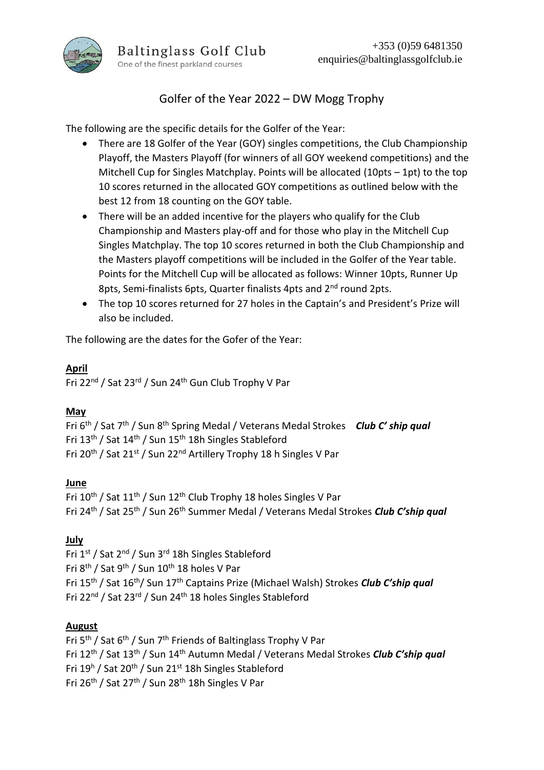Baltinglass Golf Club
One of the finest parkland courses

+353 (0)59 6481350
enquiries@baltinglassgolfclub.ie

# Golfer of the Year 2022 – DW Mogg Trophy

The following are the specific details for the Golfer of the Year:

- There are 18 Golfer of the Year (GOY) singles competitions, the Club Championship Playoff, the Masters Playoff (for winners of all GOY weekend competitions) and the Mitchell Cup for Singles Matchplay. Points will be allocated (10pts – 1pt) to the top 10 scores returned in the allocated GOY competitions as outlined below with the best 12 from 18 counting on the GOY table.
- There will be an added incentive for the players who qualify for the Club Championship and Masters play-off and for those who play in the Mitchell Cup Singles Matchplay. The top 10 scores returned in both the Club Championship and the Masters playoff competitions will be included in the Golfer of the Year table. Points for the Mitchell Cup will be allocated as follows: Winner 10pts, Runner Up 8pts, Semi-finalists 6pts, Quarter finalists 4pts and 2nd round 2pts.
- The top 10 scores returned for 27 holes in the Captain's and President's Prize will also be included.

The following are the dates for the Gofer of the Year:

**April**

Fri 22nd / Sat 23rd / Sun 24th Gun Club Trophy V Par

**May**

Fri 6th / Sat 7th / Sun 8th Spring Medal / Veterans Medal Strokes ***Club C' ship qual***
Fri 13th / Sat 14th / Sun 15th 18h Singles Stableford
Fri 20th / Sat 21st / Sun 22nd Artillery Trophy 18 h Singles V Par

**June**

Fri 10th / Sat 11th / Sun 12th Club Trophy 18 holes Singles V Par
Fri 24th / Sat 25th / Sun 26th Summer Medal / Veterans Medal Strokes ***Club C'ship qual***

**July**

Fri 1st / Sat 2nd / Sun 3rd 18h Singles Stableford
Fri 8th / Sat 9th / Sun 10th 18 holes V Par
Fri 15th / Sat 16th/ Sun 17th Captains Prize (Michael Walsh) Strokes ***Club C'ship qual***
Fri 22nd / Sat 23rd / Sun 24th 18 holes Singles Stableford

**August**

Fri 5th / Sat 6th / Sun 7th Friends of Baltinglass Trophy V Par
Fri 12th / Sat 13th / Sun 14th Autumn Medal / Veterans Medal Strokes ***Club C'ship qual***
Fri 19h / Sat 20th / Sun 21st 18h Singles Stableford
Fri 26th / Sat 27th / Sun 28th 18h Singles V Par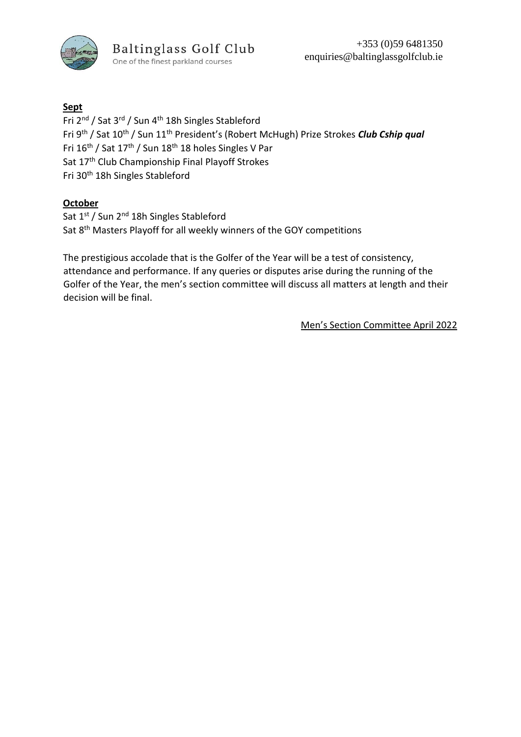**Sept**

Fri 2nd / Sat 3rd / Sun 4th 18h Singles Stableford
Fri 9th / Sat 10th / Sun 11th President's (Robert McHugh) Prize Strokes ***Club Cship qual***
Fri 16th / Sat 17th / Sun 18th 18 holes Singles V Par
Sat 17th Club Championship Final Playoff Strokes
Fri 30th 18h Singles Stableford

**October**

Sat 1st / Sun 2nd 18h Singles Stableford
Sat 8th Masters Playoff for all weekly winners of the GOY competitions

The prestigious accolade that is the Golfer of the Year will be a test of consistency, attendance and performance. If any queries or disputes arise during the running of the Golfer of the Year, the men's section committee will discuss all matters at length and their decision will be final.

Men's Section Committee April 2022